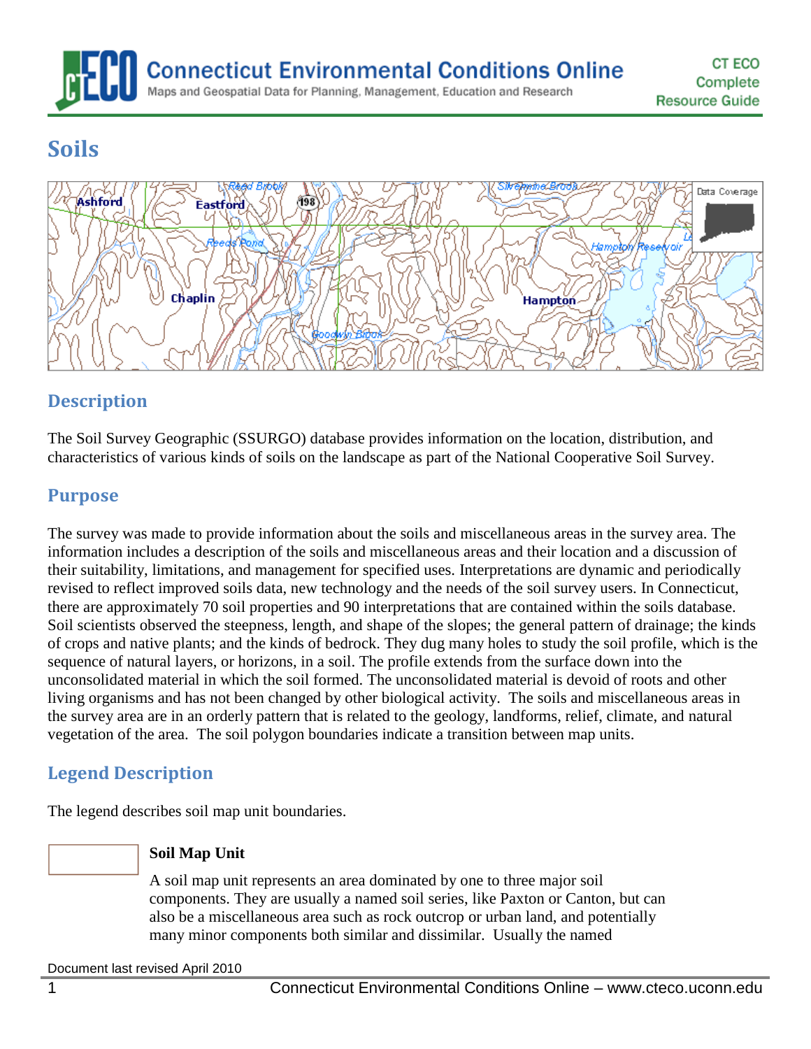# Soils

## Description

The Soil Survey Geographic (SSURGO) database provides information on the location, distribution, and characteristics of various kinds of soils on the landscape as part of the National Cooperative Soil Survey.

## Purpose

The survey was made to provide information about the soils and miscellaneous areas in the survey area. The information includes a description of the soils and miscellaneous areas and their location and a discussion of their suitability, limitations, and management for specified uses. Interpretations are dynamic and periodically revised to reflect improved soils data, new technology and the needs of the soil survey users. In Connecticut, there are approximately 70 soil properties and 90 interpretations that are contained within the soils database. Soil scientists observed the steepness, length, and shape of the slopes; the general pattern of drainage; the kinds of crops and native plants; and the kinds of bedrock. They dug many holes to study the soil profile, which is the sequence of natural layers, or horizons, in a soil. The profile extends from the surface down into the unconsolidated material in which the soil formed. The unconsolidated material is devoid of roots and other living organisms and has not been changed by other biological activity. The soils and miscellaneous areas in the survey area are in an orderly pattern that is related to the geology, landforms, relief, climate, and natural vegetation of the area. The soil polygon boundaries indicate a transition between map units.

## Legend Description

The legend describes soil map unit boundaries.

**Soil Map Unit**

A soil map unit represents an area dominated by one to three major soil components. They are usually a named soil series, like Paxton or Canton, but can also be a miscellaneous area such as rock outcrop or urban land, and potentially many minor components both similar and dissimilar. Usually the named

Document last revised April 2010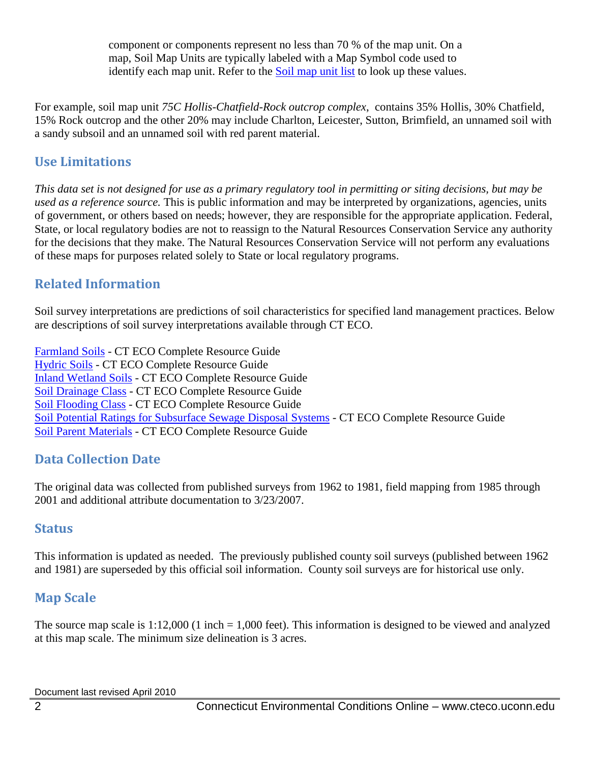component or components represent no less than 70 % of the map unit. On a map, Soil Map Units are typically labeled with a Map Symbol code used to identify each map unit. Refer to the Soil map unit list to look up these values.

For example, soil map unit *75C Hollis-Chatfield-Rock outcrop complex*, contains 35% Hollis, 30% Chatfield, 15% Rock outcrop and the other 20% may include Charlton, Leicester, Sutton, Brimfield, an unnamed soil with a sandy subsoil and an unnamed soil with red parent material.

## Use Limitations

*This data set is not designed for use as a primary regulatory tool in permitting or siting decisions, but may be used as a reference source.* This is public information and may be interpreted by organizations, agencies, units of government, or others based on needs; however, they are responsible for the appropriate application. Federal, State, or local regulatory bodies are not to reassign to the Natural Resources Conservation Service any authority for the decisions that they make. The Natural Resources Conservation Service will not perform any evaluations of these maps for purposes related solely to State or local regulatory programs.

## Related Information

Soil survey interpretations are predictions of soil characteristics for specified land management practices. Below are descriptions of soil survey interpretations available through CT ECO.

Farmland Soils - CT ECO Complete Resource Guide
Hydric Soils - CT ECO Complete Resource Guide
Inland Wetland Soils - CT ECO Complete Resource Guide
Soil Drainage Class - CT ECO Complete Resource Guide
Soil Flooding Class - CT ECO Complete Resource Guide
Soil Potential Ratings for Subsurface Sewage Disposal Systems - CT ECO Complete Resource Guide
Soil Parent Materials - CT ECO Complete Resource Guide

## Data Collection Date

The original data was collected from published surveys from 1962 to 1981, field mapping from 1985 through 2001 and additional attribute documentation to 3/23/2007.

## Status

This information is updated as needed. The previously published county soil surveys (published between 1962 and 1981) are superseded by this official soil information. County soil surveys are for historical use only.

## Map Scale

The source map scale is 1:12,000 (1 inch = 1,000 feet). This information is designed to be viewed and analyzed at this map scale. The minimum size delineation is 3 acres.

Document last revised April 2010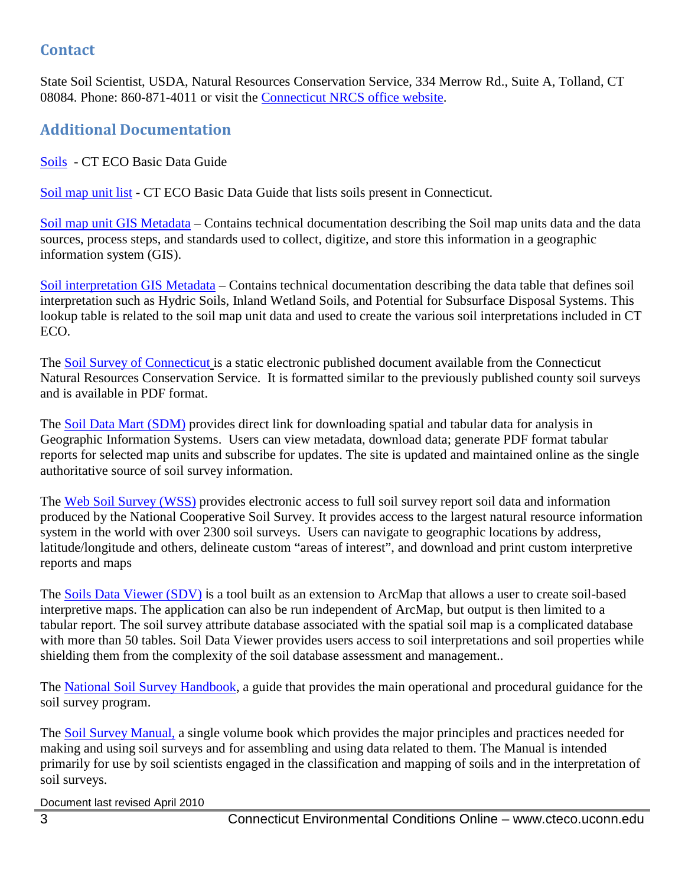## Contact

State Soil Scientist, USDA, Natural Resources Conservation Service, 334 Merrow Rd., Suite A, Tolland, CT 08084. Phone: 860-871-4011 or visit the Connecticut NRCS office website.

## Additional Documentation

Soils - CT ECO Basic Data Guide

Soil map unit list - CT ECO Basic Data Guide that lists soils present in Connecticut.

Soil map unit GIS Metadata – Contains technical documentation describing the Soil map units data and the data sources, process steps, and standards used to collect, digitize, and store this information in a geographic information system (GIS).

Soil interpretation GIS Metadata – Contains technical documentation describing the data table that defines soil interpretation such as Hydric Soils, Inland Wetland Soils, and Potential for Subsurface Disposal Systems. This lookup table is related to the soil map unit data and used to create the various soil interpretations included in CT ECO.

The Soil Survey of Connecticut is a static electronic published document available from the Connecticut Natural Resources Conservation Service. It is formatted similar to the previously published county soil surveys and is available in PDF format.

The Soil Data Mart (SDM) provides direct link for downloading spatial and tabular data for analysis in Geographic Information Systems. Users can view metadata, download data; generate PDF format tabular reports for selected map units and subscribe for updates. The site is updated and maintained online as the single authoritative source of soil survey information.

The Web Soil Survey (WSS) provides electronic access to full soil survey report soil data and information produced by the National Cooperative Soil Survey. It provides access to the largest natural resource information system in the world with over 2300 soil surveys. Users can navigate to geographic locations by address, latitude/longitude and others, delineate custom "areas of interest", and download and print custom interpretive reports and maps

The Soils Data Viewer (SDV) is a tool built as an extension to ArcMap that allows a user to create soil-based interpretive maps. The application can also be run independent of ArcMap, but output is then limited to a tabular report. The soil survey attribute database associated with the spatial soil map is a complicated database with more than 50 tables. Soil Data Viewer provides users access to soil interpretations and soil properties while shielding them from the complexity of the soil database assessment and management..

The National Soil Survey Handbook, a guide that provides the main operational and procedural guidance for the soil survey program.

The Soil Survey Manual, a single volume book which provides the major principles and practices needed for making and using soil surveys and for assembling and using data related to them. The Manual is intended primarily for use by soil scientists engaged in the classification and mapping of soils and in the interpretation of soil surveys.

Document last revised April 2010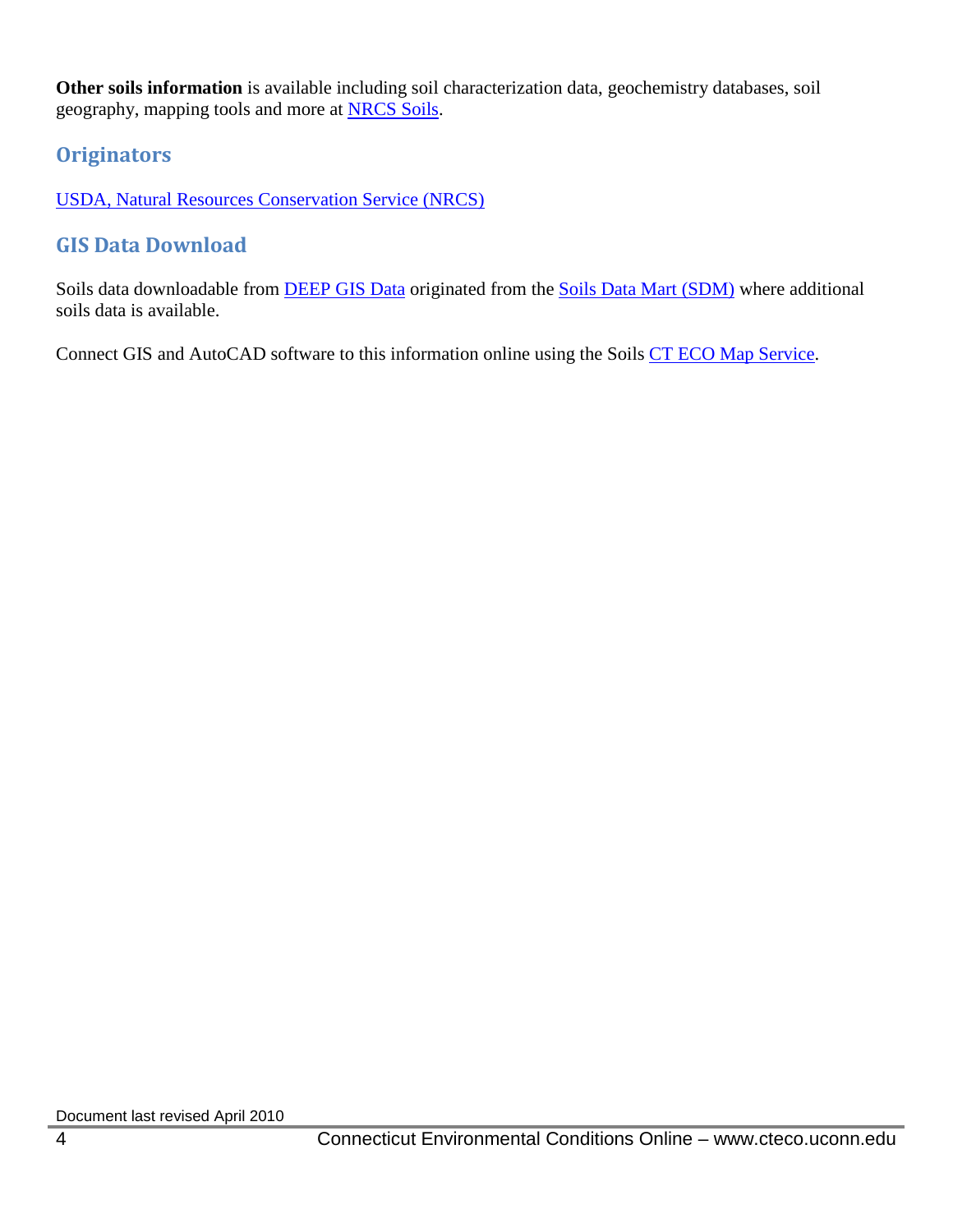**Other soils information** is available including soil characterization data, geochemistry databases, soil geography, mapping tools and more at NRCS Soils.

## Originators

USDA, Natural Resources Conservation Service (NRCS)

## GIS Data Download

Soils data downloadable from DEEP GIS Data originated from the Soils Data Mart (SDM) where additional soils data is available.

Connect GIS and AutoCAD software to this information online using the Soils CT ECO Map Service.

Document last revised April 2010